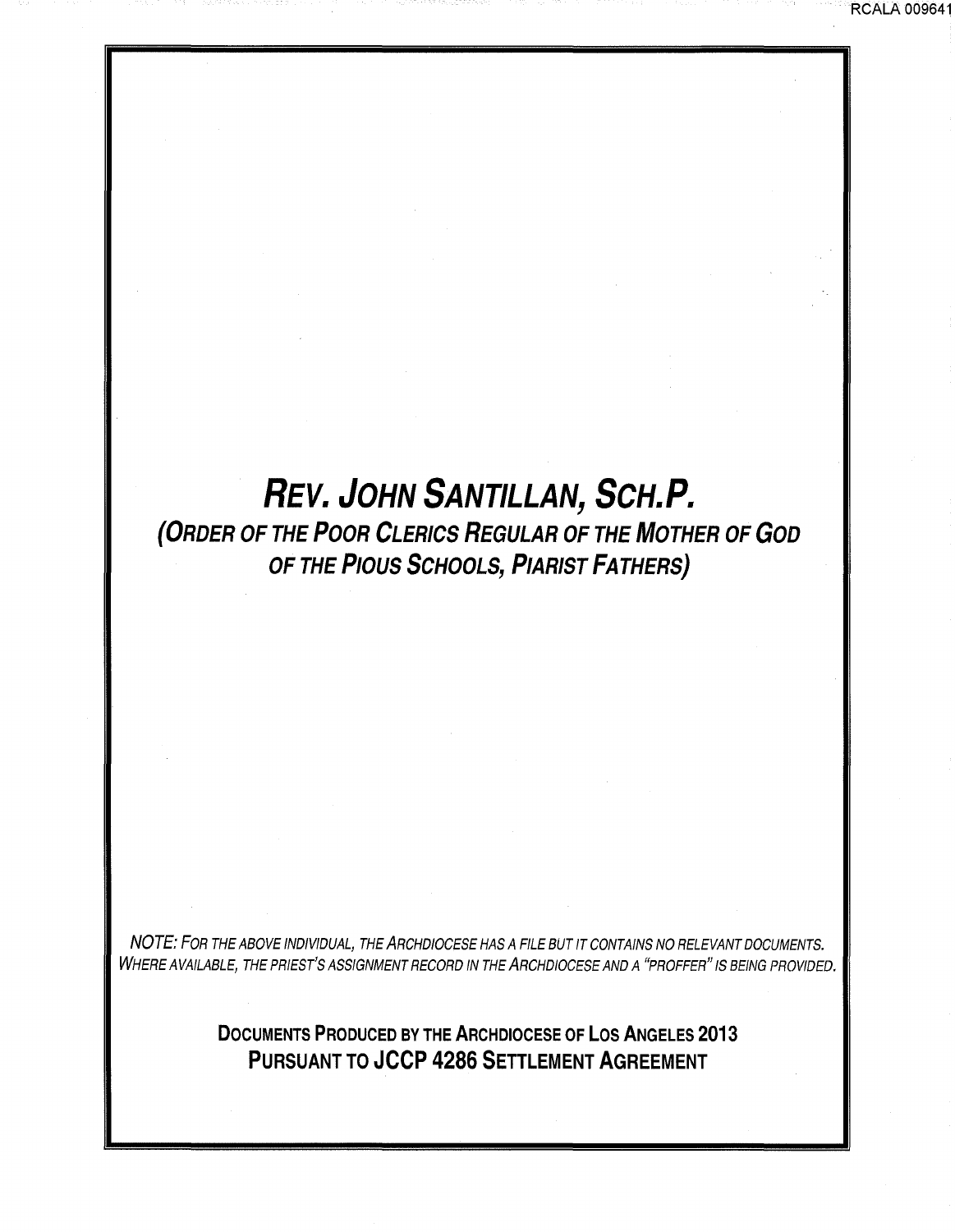# *REV. JOHN SANTILLAN, SCH.P.*

## *(ORDER OF THE POOR CLERICS REGULAR OF THE MOTHER OF GOD OF THE PIOUS SCHOOLS, PIARIST FATHERS)*

*NOTE: FOR THE ABOVE INDIVIDUAL, THE ARCHDIOCESE HAS A FILE BUT IT CONTAINS NO RELEVANT DOCUMENTS. WHERE AVAILABLE, THE PRIEST'S ASSIGNMENT RECORD IN THE ARCHDIOCESE AND A "PROFFER" IS BEING PROVIDED.*

**DOCUMENTS PRODUCED BY THE ARCHDIOCESE OF LOS ANGELES 2013**
**PURSUANT TO JCCP 4286 SETTLEMENT AGREEMENT**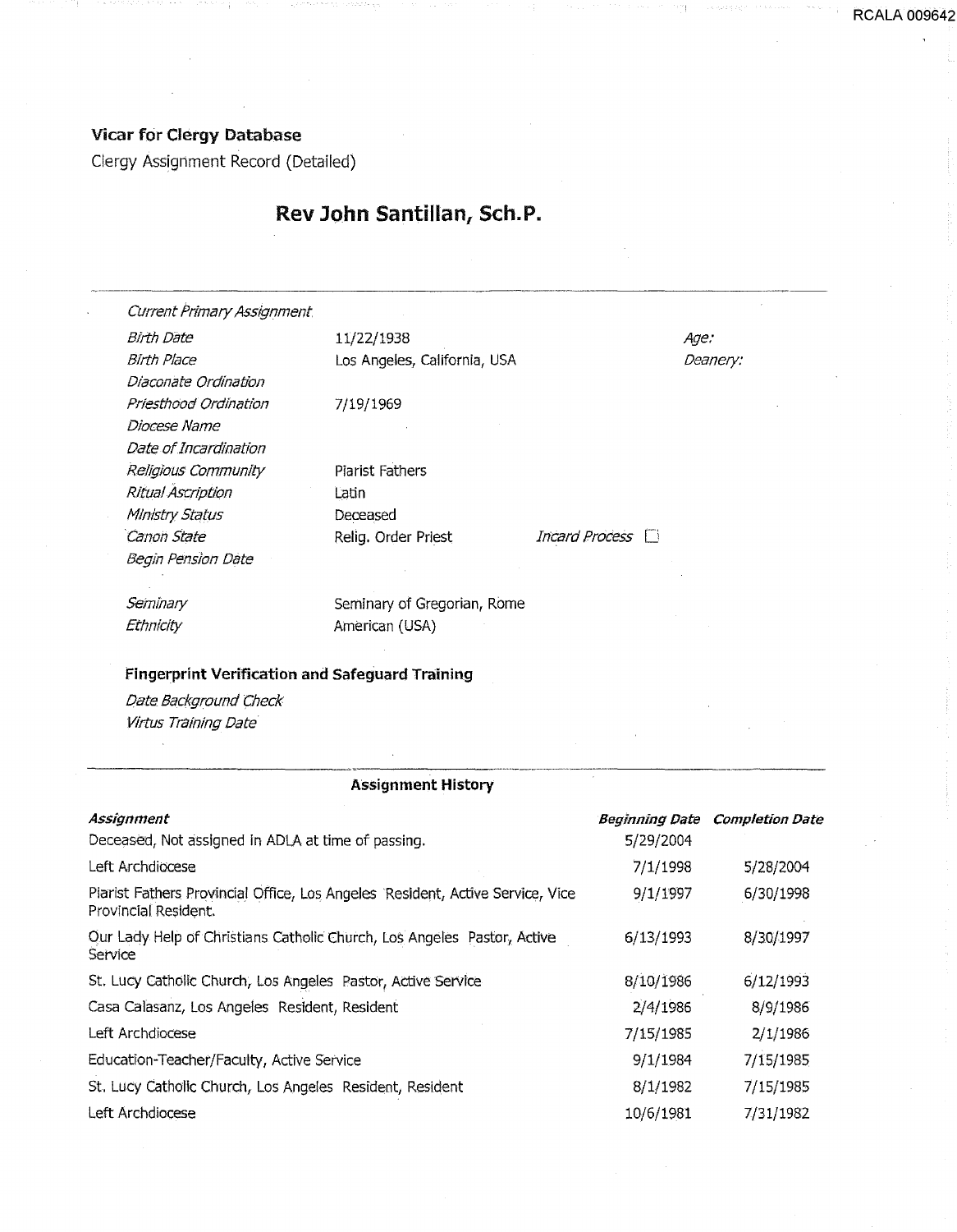**Vicar for Clergy Database**

Clergy Assignment Record (Detailed)

# Rev John Santillan, Sch.P.

*Current Primary Assignment*

| | | | |
|---|---|---|---|
| *Birth Date* | 11/22/1938 | *Age:* | |
| *Birth Place* | Los Angeles, California, USA | *Deanery:* | |
| *Diaconate Ordination* | | | |
| *Priesthood Ordination* | 7/19/1969 | | |
| *Diocese Name* | | | |
| *Date of Incardination* | | | |
| *Religious Community* | Piarist Fathers | | |
| *Ritual Ascription* | Latin | | |
| *Ministry Status* | Deceased | | |
| *Canon State* | Relig. Order Priest | *Incard Process* ☐ | |
| *Begin Pension Date* | | | |
| *Seminary* | Seminary of Gregorian, Rome | | |
| *Ethnicity* | American (USA) | | |

**Fingerprint Verification and Safeguard Training**

*Date Background Check*

*Virtus Training Date*

**Assignment History**

| *Assignment* | *Beginning Date* | *Completion Date* |
|---|---|---|
| Deceased, Not assigned in ADLA at time of passing. | 5/29/2004 | |
| Left Archdiocese | 7/1/1998 | 5/28/2004 |
| Piarist Fathers Provincial Office, Los Angeles Resident, Active Service, Vice Provincial Resident. | 9/1/1997 | 6/30/1998 |
| Our Lady Help of Christians Catholic Church, Los Angeles Pastor, Active Service | 6/13/1993 | 8/30/1997 |
| St. Lucy Catholic Church, Los Angeles Pastor, Active Service | 8/10/1986 | 6/12/1993 |
| Casa Calasanz, Los Angeles Resident, Resident | 2/4/1986 | 8/9/1986 |
| Left Archdiocese | 7/15/1985 | 2/1/1986 |
| Education-Teacher/Faculty, Active Service | 9/1/1984 | 7/15/1985 |
| St. Lucy Catholic Church, Los Angeles Resident, Resident | 8/1/1982 | 7/15/1985 |
| Left Archdiocese | 10/6/1981 | 7/31/1982 |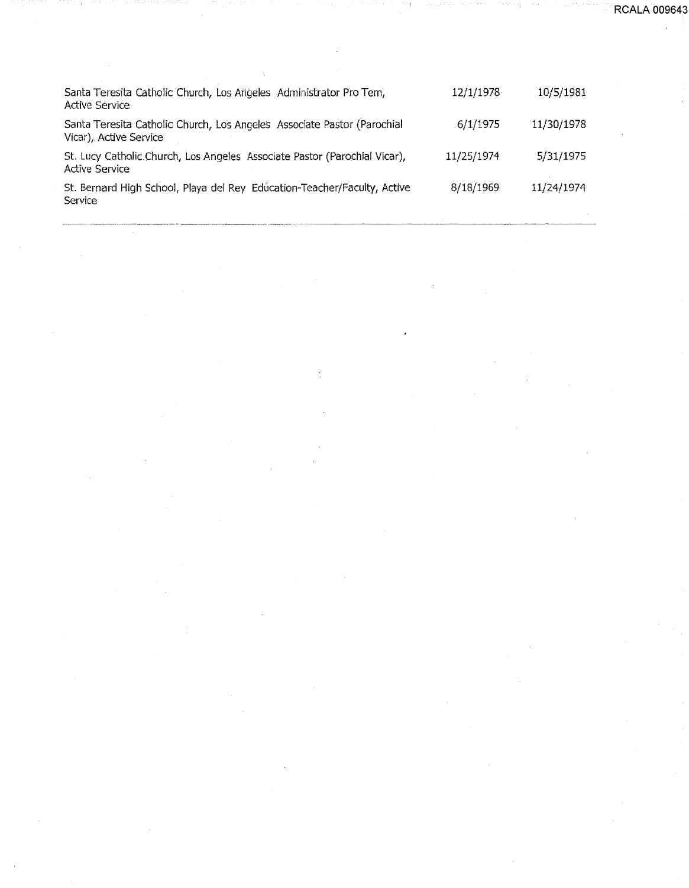| | | |
|---|---|---|
| Santa Teresita Catholic Church, Los Angeles Administrator Pro Tem, Active Service | 12/1/1978 | 10/5/1981 |
| Santa Teresita Catholic Church, Los Angeles Associate Pastor (Parochial Vicar), Active Service | 6/1/1975 | 11/30/1978 |
| St. Lucy Catholic Church, Los Angeles Associate Pastor (Parochial Vicar), Active Service | 11/25/1974 | 5/31/1975 |
| St. Bernard High School, Playa del Rey Education-Teacher/Faculty, Active Service | 8/18/1969 | 11/24/1974 |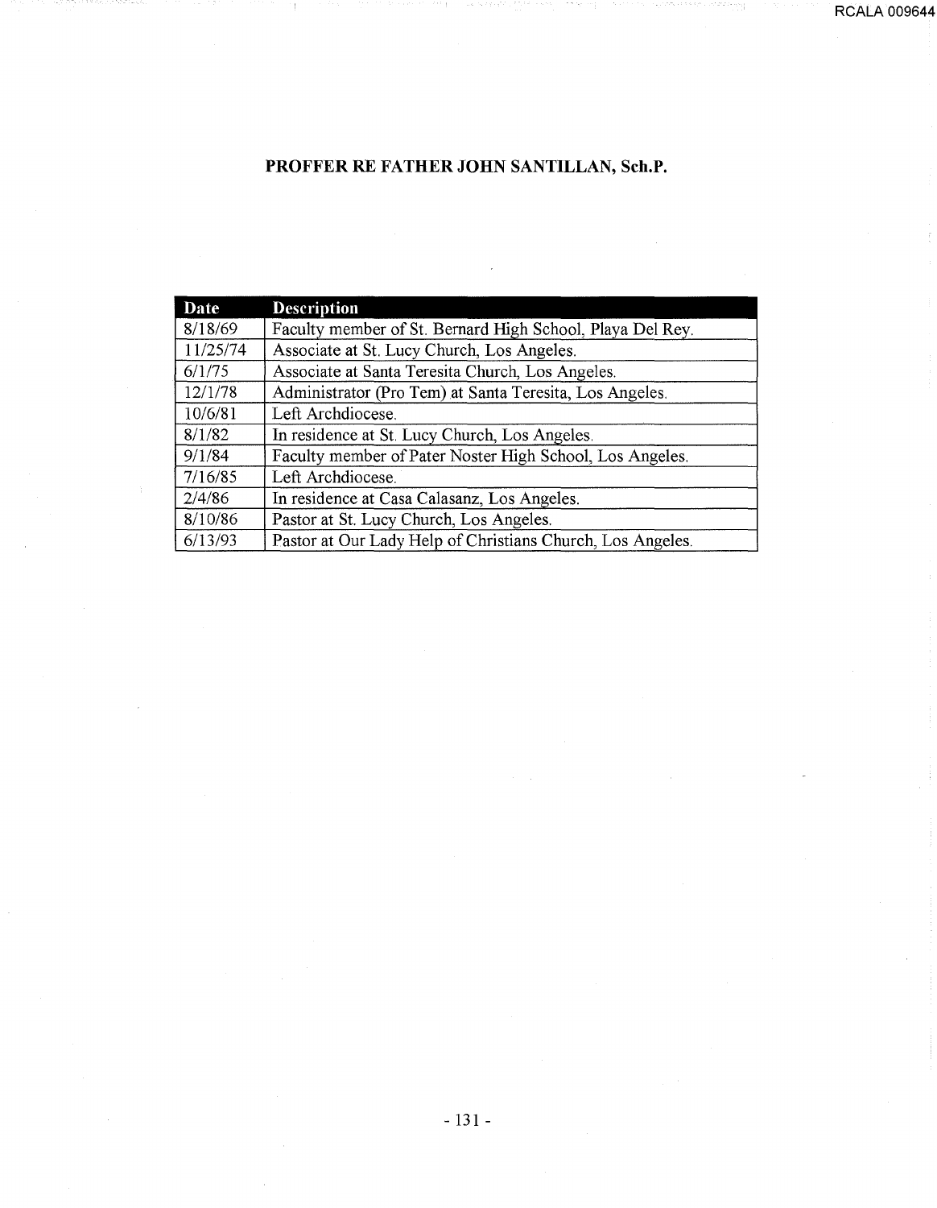**PROFFER RE FATHER JOHN SANTILLAN, Sch.P.**

| Date | Description |
|---|---|
| 8/18/69 | Faculty member of St. Bernard High School, Playa Del Rey. |
| 11/25/74 | Associate at St. Lucy Church, Los Angeles. |
| 6/1/75 | Associate at Santa Teresita Church, Los Angeles. |
| 12/1/78 | Administrator (Pro Tem) at Santa Teresita, Los Angeles. |
| 10/6/81 | Left Archdiocese. |
| 8/1/82 | In residence at St. Lucy Church, Los Angeles. |
| 9/1/84 | Faculty member of Pater Noster High School, Los Angeles. |
| 7/16/85 | Left Archdiocese. |
| 2/4/86 | In residence at Casa Calasanz, Los Angeles. |
| 8/10/86 | Pastor at St. Lucy Church, Los Angeles. |
| 6/13/93 | Pastor at Our Lady Help of Christians Church, Los Angeles. |